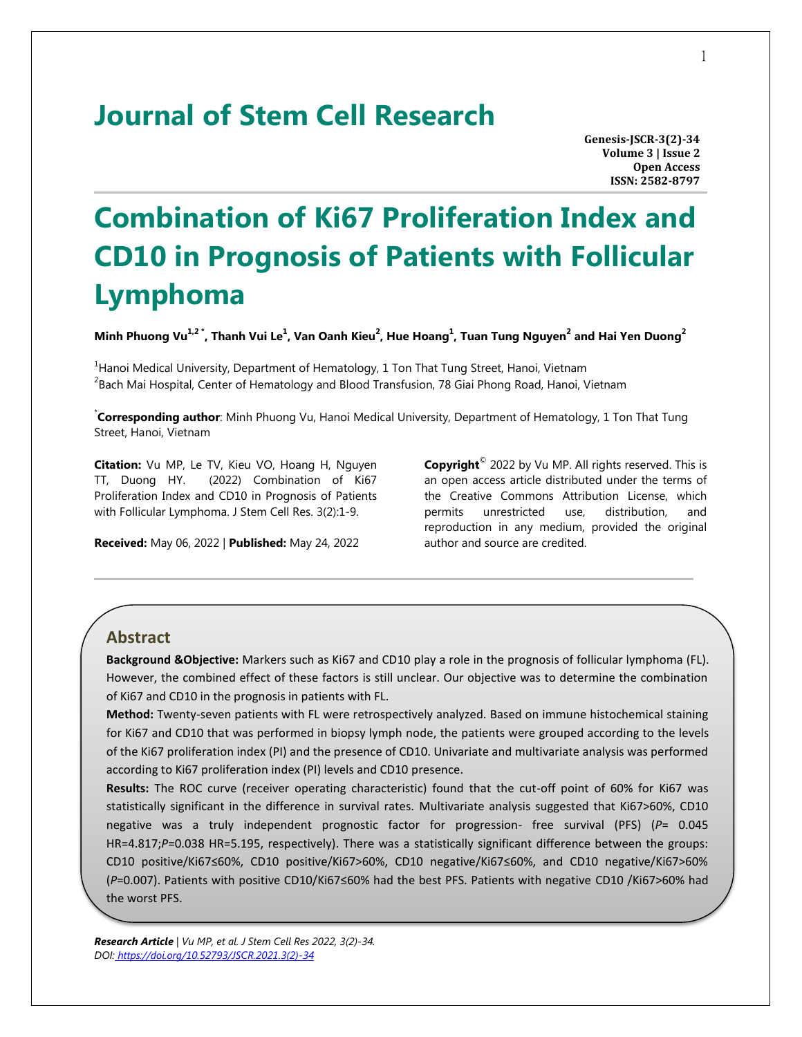# Journal of Stem Cell Research

**Genesis-JSCR-3(2)-34**
**Volume 3 | Issue 2**
**Open Access**
**ISSN: 2582-8797**

# Combination of Ki67 Proliferation Index and CD10 in Prognosis of Patients with Follicular Lymphoma

**Minh Phuong Vu[1,2*], Thanh Vui Le[1], Van Oanh Kieu[2], Hue Hoang[1], Tuan Tung Nguyen[2] and Hai Yen Duong[2]**

[1]Hanoi Medical University, Department of Hematology, 1 Ton That Tung Street, Hanoi, Vietnam
[2]Bach Mai Hospital, Center of Hematology and Blood Transfusion, 78 Giai Phong Road, Hanoi, Vietnam

[*]**Corresponding author**: Minh Phuong Vu, Hanoi Medical University, Department of Hematology, 1 Ton That Tung Street, Hanoi, Vietnam

**Citation:** Vu MP, Le TV, Kieu VO, Hoang H, Nguyen TT, Duong HY. (2022) Combination of Ki67 Proliferation Index and CD10 in Prognosis of Patients with Follicular Lymphoma. J Stem Cell Res. 3(2):1-9.

**Received:** May 06, 2022 | **Published:** May 24, 2022

**Copyright**© 2022 by Vu MP. All rights reserved. This is an open access article distributed under the terms of the Creative Commons Attribution License, which permits unrestricted use, distribution, and reproduction in any medium, provided the original author and source are credited.

## Abstract

**Background &Objective:** Markers such as Ki67 and CD10 play a role in the prognosis of follicular lymphoma (FL). However, the combined effect of these factors is still unclear. Our objective was to determine the combination of Ki67 and CD10 in the prognosis in patients with FL.

**Method:** Twenty-seven patients with FL were retrospectively analyzed. Based on immune histochemical staining for Ki67 and CD10 that was performed in biopsy lymph node, the patients were grouped according to the levels of the Ki67 proliferation index (PI) and the presence of CD10. Univariate and multivariate analysis was performed according to Ki67 proliferation index (PI) levels and CD10 presence.

**Results:** The ROC curve (receiver operating characteristic) found that the cut-off point of 60% for Ki67 was statistically significant in the difference in survival rates. Multivariate analysis suggested that Ki67>60%, CD10 negative was a truly independent prognostic factor for progression- free survival (PFS) (*P*= 0.045 HR=4.817;*P*=0.038 HR=5.195, respectively). There was a statistically significant difference between the groups: CD10 positive/Ki67≤60%, CD10 positive/Ki67>60%, CD10 negative/Ki67≤60%, and CD10 negative/Ki67>60% (*P*=0.007). Patients with positive CD10/Ki67≤60% had the best PFS. Patients with negative CD10 /Ki67>60% had the worst PFS.

***Research Article** | Vu MP, et al. J Stem Cell Res 2022, 3(2)-34.*
*DOI: https://doi.org/10.52793/JSCR.2021.3(2)-34*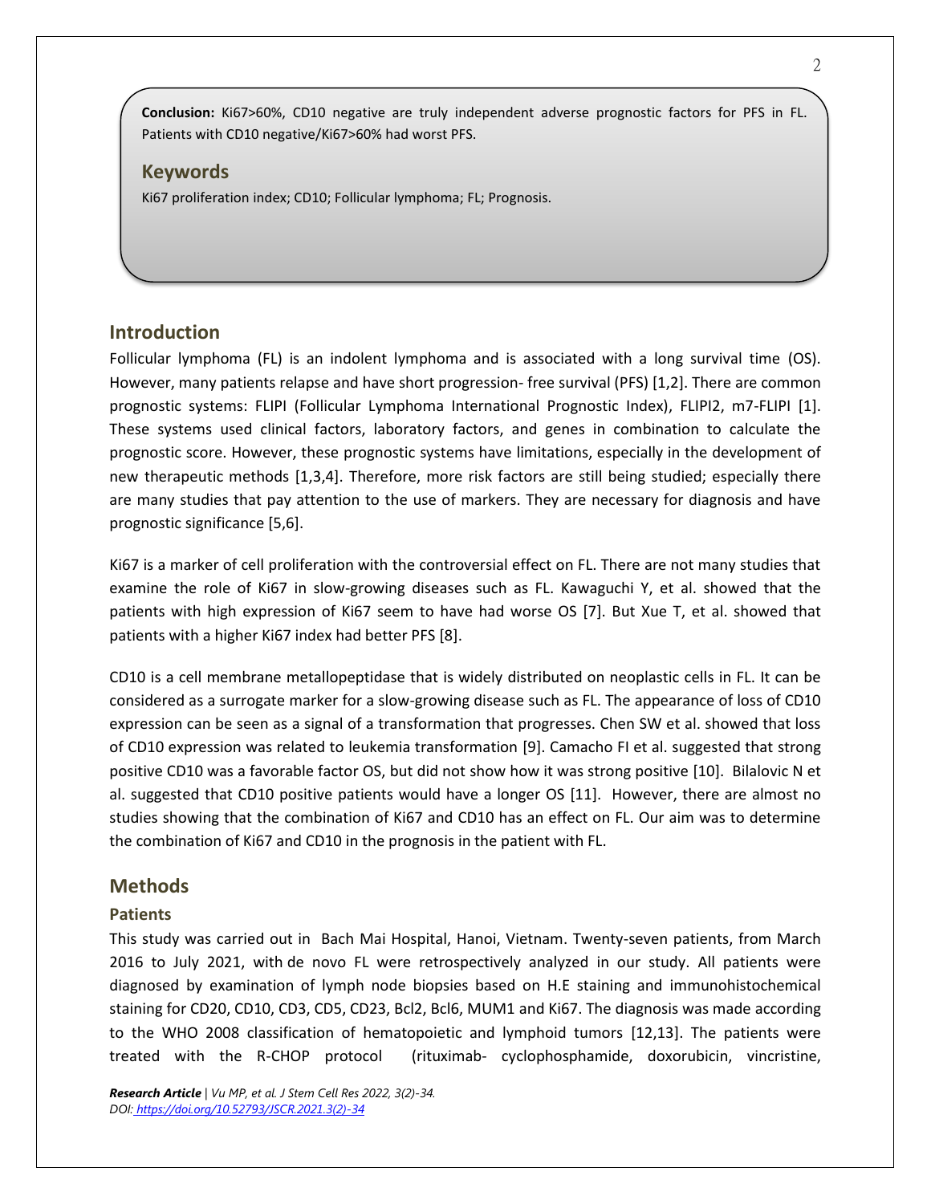**Conclusion:** Ki67>60%, CD10 negative are truly independent adverse prognostic factors for PFS in FL. Patients with CD10 negative/Ki67>60% had worst PFS.

## Keywords

Ki67 proliferation index; CD10; Follicular lymphoma; FL; Prognosis.

## Introduction

Follicular lymphoma (FL) is an indolent lymphoma and is associated with a long survival time (OS). However, many patients relapse and have short progression- free survival (PFS) [1,2]. There are common prognostic systems: FLIPI (Follicular Lymphoma International Prognostic Index), FLIPI2, m7-FLIPI [1]. These systems used clinical factors, laboratory factors, and genes in combination to calculate the prognostic score. However, these prognostic systems have limitations, especially in the development of new therapeutic methods [1,3,4]. Therefore, more risk factors are still being studied; especially there are many studies that pay attention to the use of markers. They are necessary for diagnosis and have prognostic significance [5,6].

Ki67 is a marker of cell proliferation with the controversial effect on FL. There are not many studies that examine the role of Ki67 in slow-growing diseases such as FL. Kawaguchi Y, et al. showed that the patients with high expression of Ki67 seem to have had worse OS [7]. But Xue T, et al. showed that patients with a higher Ki67 index had better PFS [8].

CD10 is a cell membrane metallopeptidase that is widely distributed on neoplastic cells in FL. It can be considered as a surrogate marker for a slow-growing disease such as FL. The appearance of loss of CD10 expression can be seen as a signal of a transformation that progresses. Chen SW et al. showed that loss of CD10 expression was related to leukemia transformation [9]. Camacho FI et al. suggested that strong positive CD10 was a favorable factor OS, but did not show how it was strong positive [10]. Bilalovic N et al. suggested that CD10 positive patients would have a longer OS [11]. However, there are almost no studies showing that the combination of Ki67 and CD10 has an effect on FL. Our aim was to determine the combination of Ki67 and CD10 in the prognosis in the patient with FL.

## Methods

### Patients

This study was carried out in Bach Mai Hospital, Hanoi, Vietnam. Twenty-seven patients, from March 2016 to July 2021, with de novo FL were retrospectively analyzed in our study. All patients were diagnosed by examination of lymph node biopsies based on H.E staining and immunohistochemical staining for CD20, CD10, CD3, CD5, CD23, Bcl2, Bcl6, MUM1 and Ki67. The diagnosis was made according to the WHO 2008 classification of hematopoietic and lymphoid tumors [12,13]. The patients were treated with the R-CHOP protocol (rituximab- cyclophosphamide, doxorubicin, vincristine,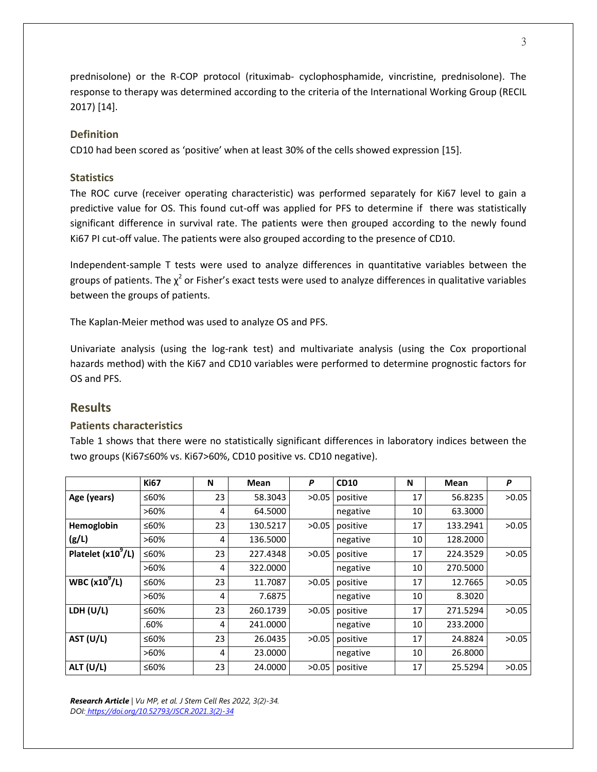prednisolone) or the R-COP protocol (rituximab- cyclophosphamide, vincristine, prednisolone). The response to therapy was determined according to the criteria of the International Working Group (RECIL 2017) [14].

### Definition

CD10 had been scored as 'positive' when at least 30% of the cells showed expression [15].

### Statistics

The ROC curve (receiver operating characteristic) was performed separately for Ki67 level to gain a predictive value for OS. This found cut-off was applied for PFS to determine if there was statistically significant difference in survival rate. The patients were then grouped according to the newly found Ki67 PI cut-off value. The patients were also grouped according to the presence of CD10.

Independent-sample T tests were used to analyze differences in quantitative variables between the groups of patients. The $\chi^2$ or Fisher's exact tests were used to analyze differences in qualitative variables between the groups of patients.

The Kaplan-Meier method was used to analyze OS and PFS.

Univariate analysis (using the log-rank test) and multivariate analysis (using the Cox proportional hazards method) with the Ki67 and CD10 variables were performed to determine prognostic factors for OS and PFS.

## Results

### Patients characteristics

Table 1 shows that there were no statistically significant differences in laboratory indices between the two groups (Ki67≤60% vs. Ki67>60%, CD10 positive vs. CD10 negative).

| | Ki67 | N | Mean | P | CD10 | N | Mean | P |
|---|---|---|---|---|---|---|---|---|
| **Age (years)** | ≤60% | 23 | 58.3043 | >0.05 | positive | 17 | 56.8235 | >0.05 |
| | >60% | 4 | 64.5000 | | negative | 10 | 63.3000 | |
| **Hemoglobin (g/L)** | ≤60% | 23 | 130.5217 | >0.05 | positive | 17 | 133.2941 | >0.05 |
| | >60% | 4 | 136.5000 | | negative | 10 | 128.2000 | |
| **Platelet ($x10^9$/L)** | ≤60% | 23 | 227.4348 | >0.05 | positive | 17 | 224.3529 | >0.05 |
| | >60% | 4 | 322.0000 | | negative | 10 | 270.5000 | |
| **WBC ($x10^9$/L)** | ≤60% | 23 | 11.7087 | >0.05 | positive | 17 | 12.7665 | >0.05 |
| | >60% | 4 | 7.6875 | | negative | 10 | 8.3020 | |
| **LDH (U/L)** | ≤60% | 23 | 260.1739 | >0.05 | positive | 17 | 271.5294 | >0.05 |
| | .60% | 4 | 241.0000 | | negative | 10 | 233.2000 | |
| **AST (U/L)** | ≤60% | 23 | 26.0435 | >0.05 | positive | 17 | 24.8824 | >0.05 |
| | >60% | 4 | 23.0000 | | negative | 10 | 26.8000 | |
| **ALT (U/L)** | ≤60% | 23 | 24.0000 | >0.05 | positive | 17 | 25.5294 | >0.05 |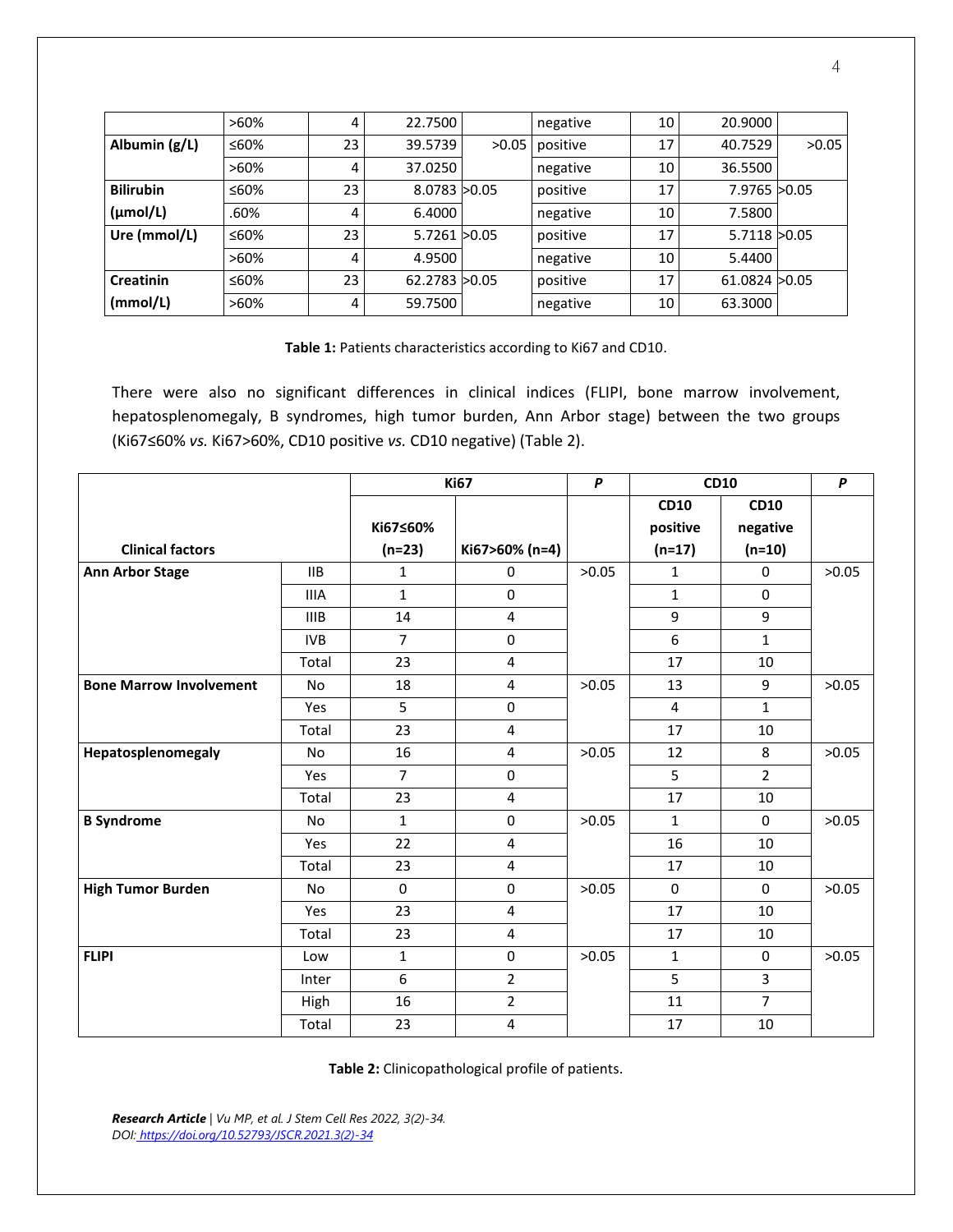| | >60% | 4 | 22.7500 | | negative | 10 | 20.9000 | |
|---|---|---|---|---|---|---|---|---|
| **Albumin (g/L)** | ≤60% | 23 | 39.5739 | >0.05 | positive | 17 | 40.7529 | >0.05 |
| | >60% | 4 | 37.0250 | | negative | 10 | 36.5500 | |
| **Bilirubin (µmol/L)** | ≤60% | 23 | 8.0783 | >0.05 | positive | 17 | 7.9765 | >0.05 |
| | .60% | 4 | 6.4000 | | negative | 10 | 7.5800 | |
| **Ure (mmol/L)** | ≤60% | 23 | 5.7261 | >0.05 | positive | 17 | 5.7118 | >0.05 |
| | >60% | 4 | 4.9500 | | negative | 10 | 5.4400 | |
| **Creatinin (mmol/L)** | ≤60% | 23 | 62.2783 | >0.05 | positive | 17 | 61.0824 | >0.05 |
| | >60% | 4 | 59.7500 | | negative | 10 | 63.3000 | |

**Table 1:** Patients characteristics according to Ki67 and CD10.

There were also no significant differences in clinical indices (FLIPI, bone marrow involvement, hepatosplenomegaly, B syndromes, high tumor burden, Ann Arbor stage) between the two groups (Ki67≤60% *vs.* Ki67>60%, CD10 positive *vs.* CD10 negative) (Table 2).

| **Clinical factors** | | **Ki67** | | ***P*** | **CD10** | | ***P*** |
|---|---|---|---|---|---|---|---|
| | | **Ki67≤60% (n=23)** | **Ki67>60% (n=4)** | | **CD10 positive (n=17)** | **CD10 negative (n=10)** | |
| **Ann Arbor Stage** | IIB | 1 | 0 | >0.05 | 1 | 0 | >0.05 |
| | IIIA | 1 | 0 | | 1 | 0 | |
| | IIIB | 14 | 4 | | 9 | 9 | |
| | IVB | 7 | 0 | | 6 | 1 | |
| | Total | 23 | 4 | | 17 | 10 | |
| **Bone Marrow Involvement** | No | 18 | 4 | >0.05 | 13 | 9 | >0.05 |
| | Yes | 5 | 0 | | 4 | 1 | |
| | Total | 23 | 4 | | 17 | 10 | |
| **Hepatosplenomegaly** | No | 16 | 4 | >0.05 | 12 | 8 | >0.05 |
| | Yes | 7 | 0 | | 5 | 2 | |
| | Total | 23 | 4 | | 17 | 10 | |
| **B Syndrome** | No | 1 | 0 | >0.05 | 1 | 0 | >0.05 |
| | Yes | 22 | 4 | | 16 | 10 | |
| | Total | 23 | 4 | | 17 | 10 | |
| **High Tumor Burden** | No | 0 | 0 | >0.05 | 0 | 0 | >0.05 |
| | Yes | 23 | 4 | | 17 | 10 | |
| | Total | 23 | 4 | | 17 | 10 | |
| **FLIPI** | Low | 1 | 0 | >0.05 | 1 | 0 | >0.05 |
| | Inter | 6 | 2 | | 5 | 3 | |
| | High | 16 | 2 | | 11 | 7 | |
| | Total | 23 | 4 | | 17 | 10 | |

**Table 2:** Clinicopathological profile of patients.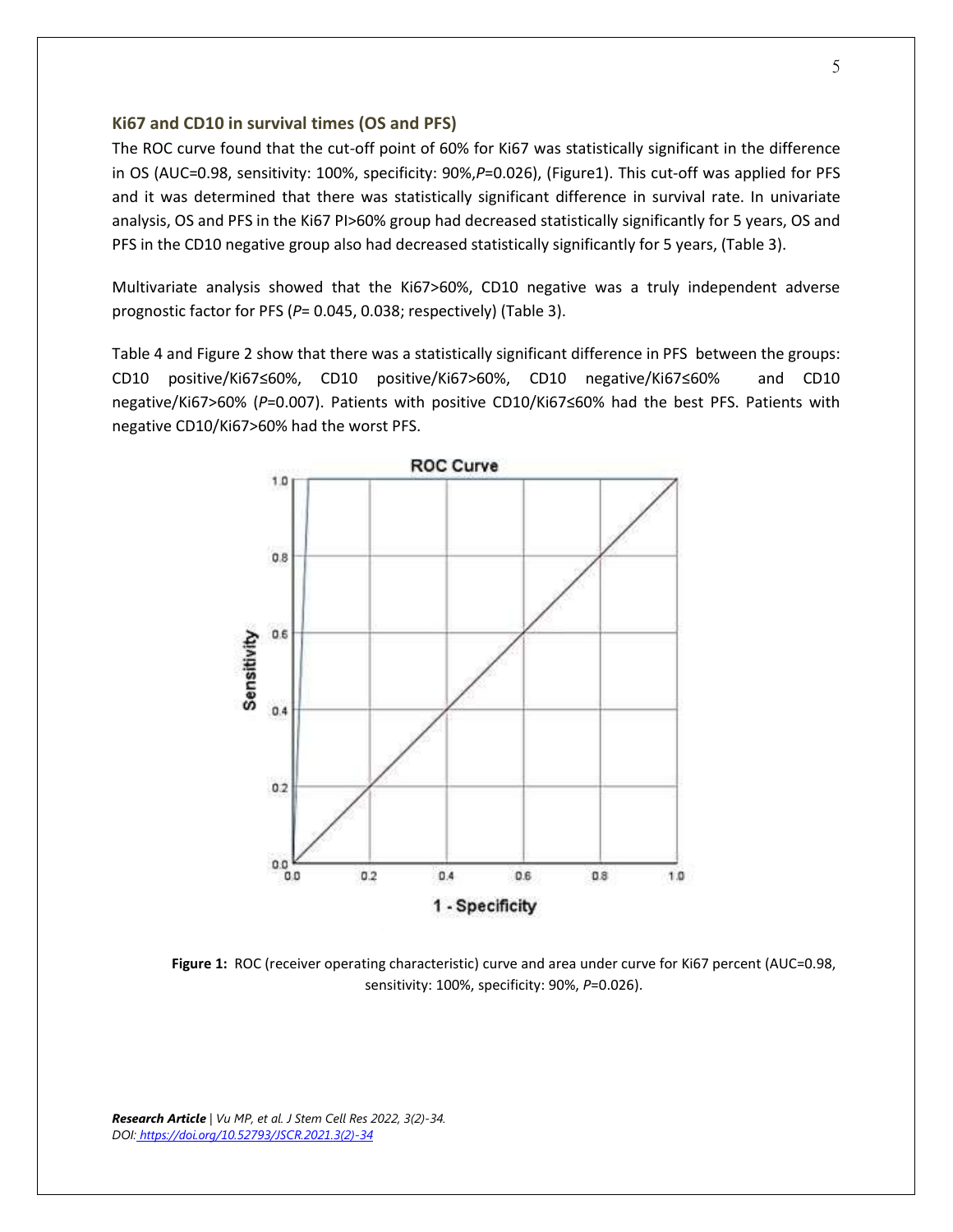### Ki67 and CD10 in survival times (OS and PFS)

The ROC curve found that the cut-off point of 60% for Ki67 was statistically significant in the difference in OS (AUC=0.98, sensitivity: 100%, specificity: 90%,*P*=0.026), (Figure1). This cut-off was applied for PFS and it was determined that there was statistically significant difference in survival rate. In univariate analysis, OS and PFS in the Ki67 PI>60% group had decreased statistically significantly for 5 years, OS and PFS in the CD10 negative group also had decreased statistically significantly for 5 years, (Table 3).

Multivariate analysis showed that the Ki67>60%, CD10 negative was a truly independent adverse prognostic factor for PFS (*P*= 0.045, 0.038; respectively) (Table 3).

Table 4 and Figure 2 show that there was a statistically significant difference in PFS between the groups: CD10 positive/Ki67≤60%, CD10 positive/Ki67>60%, CD10 negative/Ki67≤60% and CD10 negative/Ki67>60% (*P*=0.007). Patients with positive CD10/Ki67≤60% had the best PFS. Patients with negative CD10/Ki67>60% had the worst PFS.

**Figure 1:** ROC (receiver operating characteristic) curve and area under curve for Ki67 percent (AUC=0.98, sensitivity: 100%, specificity: 90%, *P*=0.026).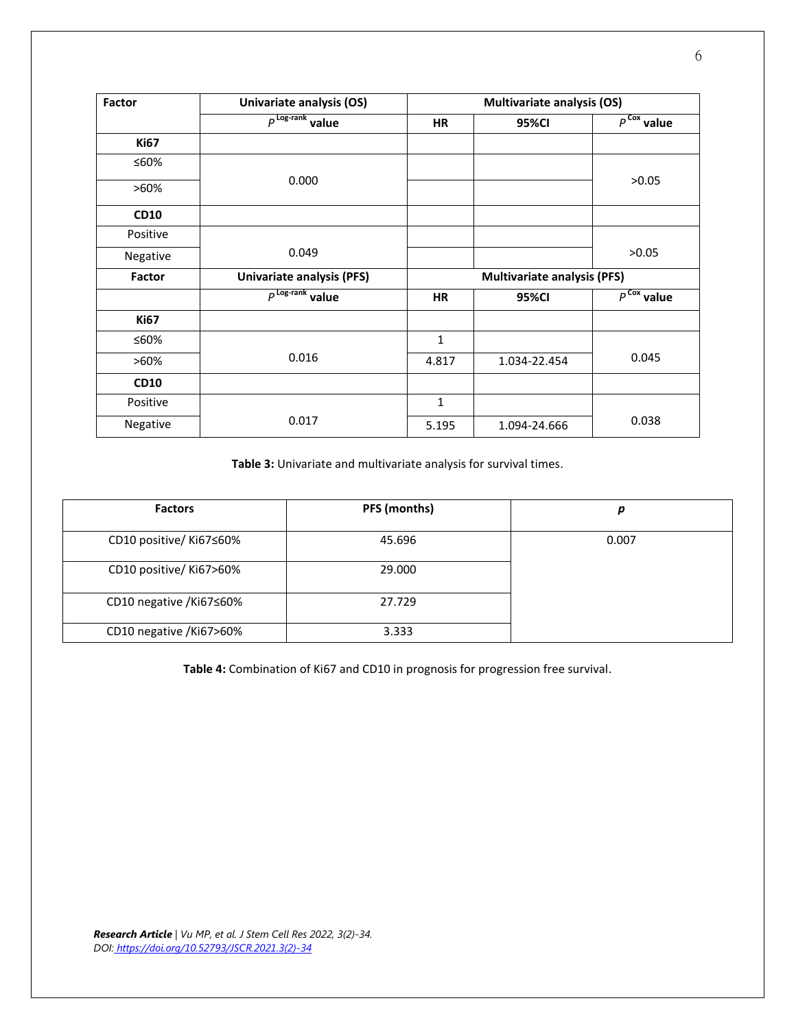| Factor | Univariate analysis (OS) | Multivariate analysis (OS) | | |
|---|---|---|---|---|
| | $P^{\text{Log-rank}}$ value | HR | 95%CI | $P^{\text{Cox}}$ value |
| **Ki67** | | | | |
| ≤60% | 0.000 | | | >0.05 |
| >60% | | | | |
| **CD10** | | | | |
| Positive | 0.049 | | | >0.05 |
| Negative | | | | |
| **Factor** | **Univariate analysis (PFS)** | **Multivariate analysis (PFS)** | | |
| | $P^{\text{Log-rank}}$ value | HR | 95%CI | $P^{\text{Cox}}$ value |
| **Ki67** | | | | |
| ≤60% | 0.016 | 1 | | 0.045 |
| >60% | | 4.817 | 1.034-22.454 | |
| **CD10** | | | | |
| Positive | 0.017 | 1 | | 0.038 |
| Negative | | 5.195 | 1.094-24.666 | |

**Table 3:** Univariate and multivariate analysis for survival times.

| Factors | PFS (months) | *p* |
|---|---|---|
| CD10 positive/ Ki67≤60% | 45.696 | 0.007 |
| CD10 positive/ Ki67>60% | 29.000 | |
| CD10 negative /Ki67≤60% | 27.729 | |
| CD10 negative /Ki67>60% | 3.333 | |

**Table 4:** Combination of Ki67 and CD10 in prognosis for progression free survival.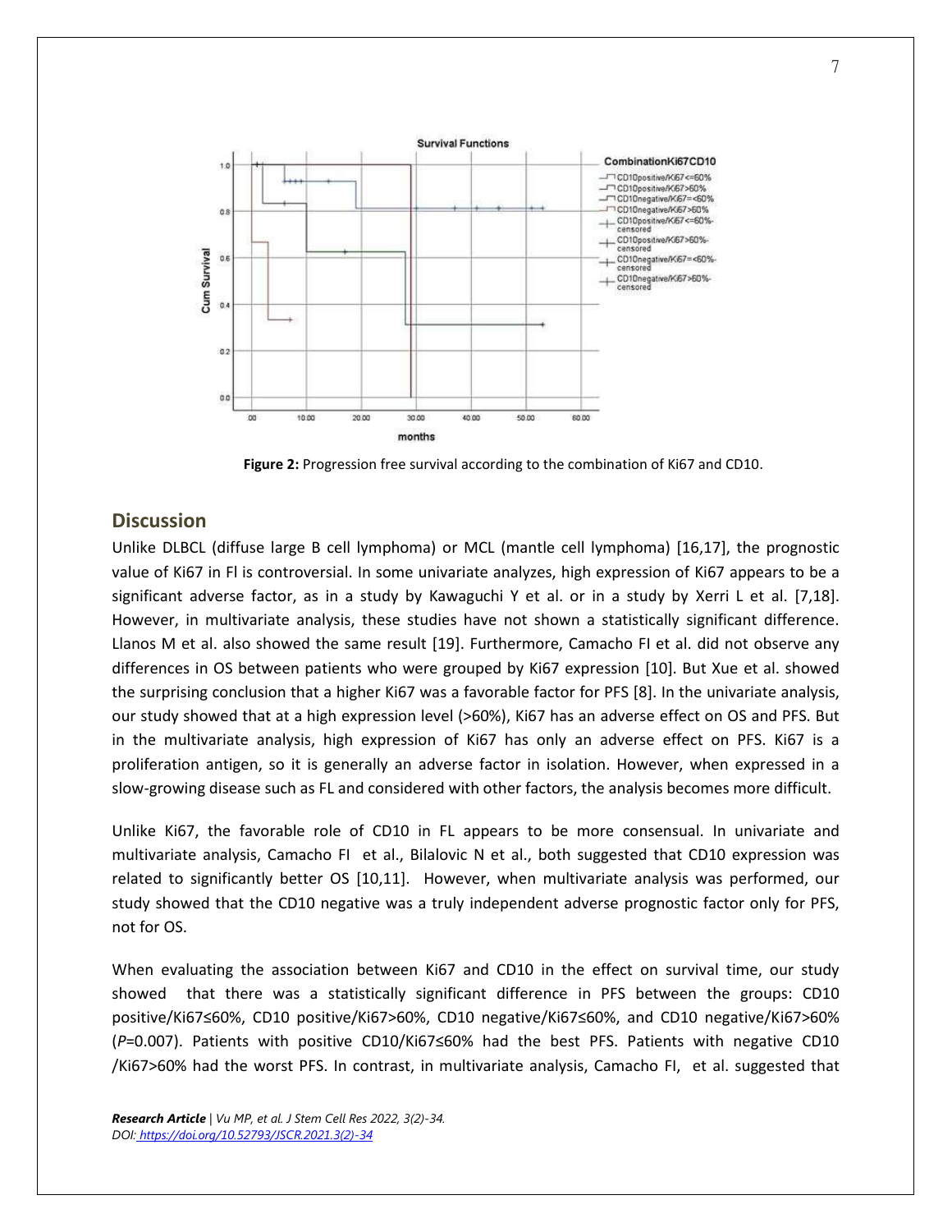**Figure 2:** Progression free survival according to the combination of Ki67 and CD10.

## Discussion

Unlike DLBCL (diffuse large B cell lymphoma) or MCL (mantle cell lymphoma) [16,17], the prognostic value of Ki67 in Fl is controversial. In some univariate analyzes, high expression of Ki67 appears to be a significant adverse factor, as in a study by Kawaguchi Y et al. or in a study by Xerri L et al. [7,18]. However, in multivariate analysis, these studies have not shown a statistically significant difference. Llanos M et al. also showed the same result [19]. Furthermore, Camacho FI et al. did not observe any differences in OS between patients who were grouped by Ki67 expression [10]. But Xue et al. showed the surprising conclusion that a higher Ki67 was a favorable factor for PFS [8]. In the univariate analysis, our study showed that at a high expression level (>60%), Ki67 has an adverse effect on OS and PFS. But in the multivariate analysis, high expression of Ki67 has only an adverse effect on PFS. Ki67 is a proliferation antigen, so it is generally an adverse factor in isolation. However, when expressed in a slow-growing disease such as FL and considered with other factors, the analysis becomes more difficult.

Unlike Ki67, the favorable role of CD10 in FL appears to be more consensual. In univariate and multivariate analysis, Camacho FI et al., Bilalovic N et al., both suggested that CD10 expression was related to significantly better OS [10,11]. However, when multivariate analysis was performed, our study showed that the CD10 negative was a truly independent adverse prognostic factor only for PFS, not for OS.

When evaluating the association between Ki67 and CD10 in the effect on survival time, our study showed that there was a statistically significant difference in PFS between the groups: CD10 positive/Ki67≤60%, CD10 positive/Ki67>60%, CD10 negative/Ki67≤60%, and CD10 negative/Ki67>60% ($P$=0.007). Patients with positive CD10/Ki67≤60% had the best PFS. Patients with negative CD10 /Ki67>60% had the worst PFS. In contrast, in multivariate analysis, Camacho FI, et al. suggested that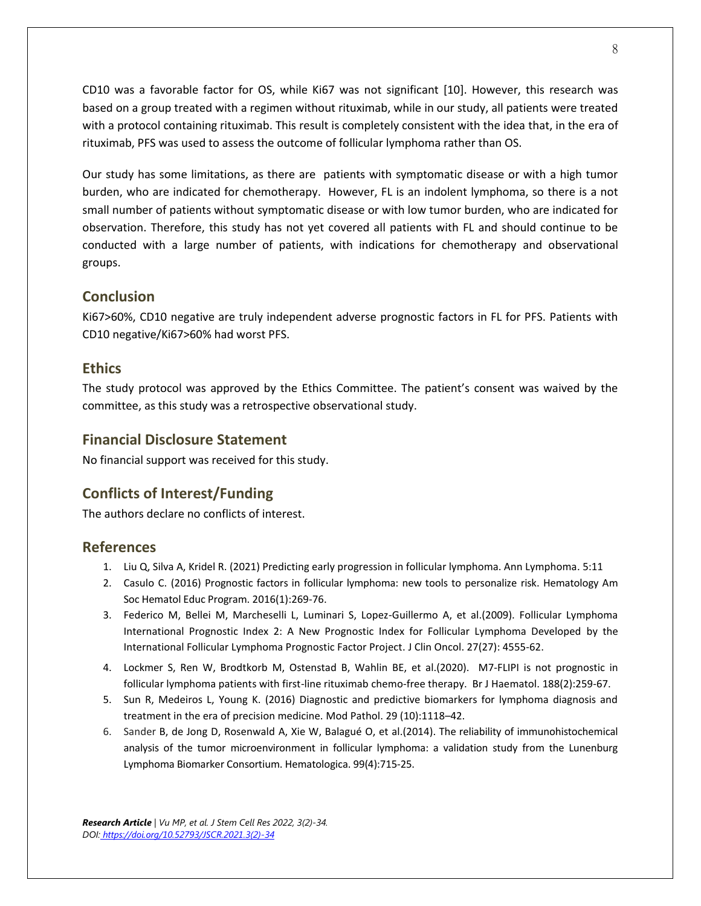CD10 was a favorable factor for OS, while Ki67 was not significant [10]. However, this research was based on a group treated with a regimen without rituximab, while in our study, all patients were treated with a protocol containing rituximab. This result is completely consistent with the idea that, in the era of rituximab, PFS was used to assess the outcome of follicular lymphoma rather than OS.

Our study has some limitations, as there are patients with symptomatic disease or with a high tumor burden, who are indicated for chemotherapy. However, FL is an indolent lymphoma, so there is a not small number of patients without symptomatic disease or with low tumor burden, who are indicated for observation. Therefore, this study has not yet covered all patients with FL and should continue to be conducted with a large number of patients, with indications for chemotherapy and observational groups.

## Conclusion

Ki67>60%, CD10 negative are truly independent adverse prognostic factors in FL for PFS. Patients with CD10 negative/Ki67>60% had worst PFS.

## Ethics

The study protocol was approved by the Ethics Committee. The patient's consent was waived by the committee, as this study was a retrospective observational study.

## Financial Disclosure Statement

No financial support was received for this study.

## Conflicts of Interest/Funding

The authors declare no conflicts of interest.

## References

1. Liu Q, Silva A, Kridel R. (2021) Predicting early progression in follicular lymphoma. Ann Lymphoma. 5:11
2. Casulo C. (2016) Prognostic factors in follicular lymphoma: new tools to personalize risk. Hematology Am Soc Hematol Educ Program. 2016(1):269-76.
3. Federico M, Bellei M, Marcheselli L, Luminari S, Lopez-Guillermo A, et al.(2009). Follicular Lymphoma International Prognostic Index 2: A New Prognostic Index for Follicular Lymphoma Developed by the International Follicular Lymphoma Prognostic Factor Project. J Clin Oncol. 27(27): 4555-62.
4. Lockmer S, Ren W, Brodtkorb M, Ostenstad B, Wahlin BE, et al.(2020). M7-FLIPI is not prognostic in follicular lymphoma patients with first-line rituximab chemo-free therapy. Br J Haematol. 188(2):259-67.
5. Sun R, Medeiros L, Young K. (2016) Diagnostic and predictive biomarkers for lymphoma diagnosis and treatment in the era of precision medicine. Mod Pathol. 29 (10):1118–42.
6. Sander B, de Jong D, Rosenwald A, Xie W, Balagué O, et al.(2014). The reliability of immunohistochemical analysis of the tumor microenvironment in follicular lymphoma: a validation study from the Lunenburg Lymphoma Biomarker Consortium. Hematologica. 99(4):715-25.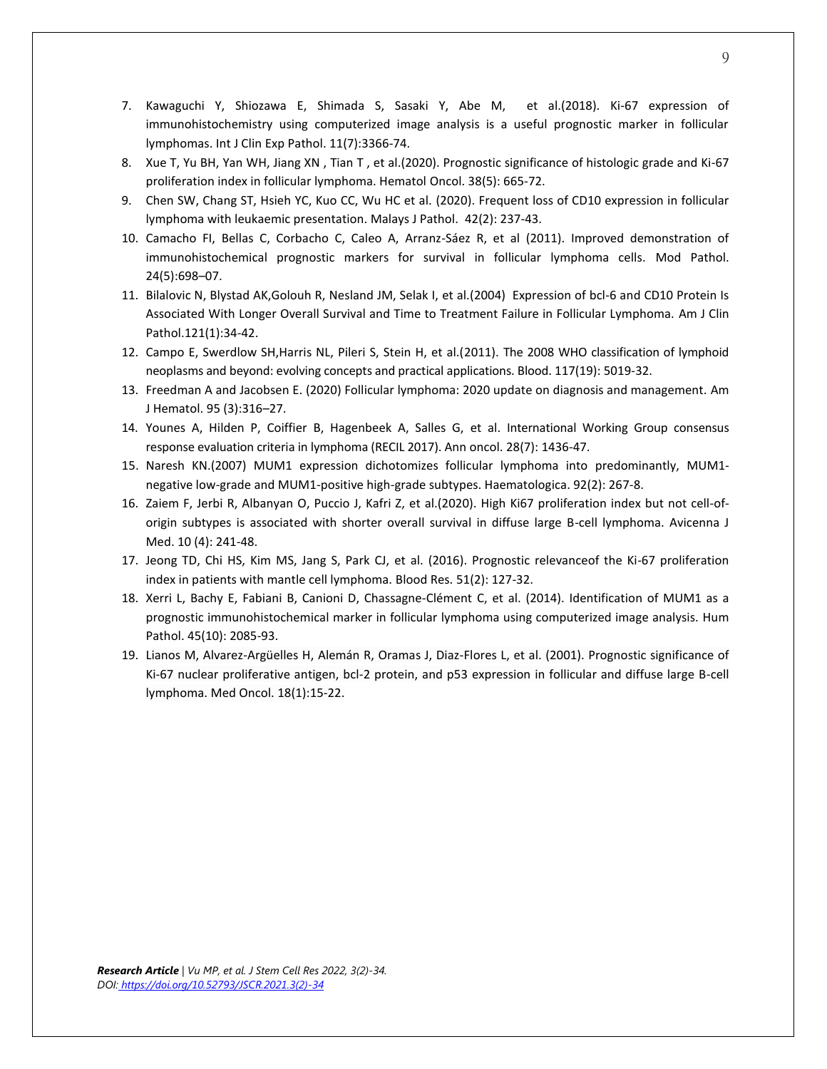7. Kawaguchi Y, Shiozawa E, Shimada S, Sasaki Y, Abe M, et al.(2018). Ki-67 expression of immunohistochemistry using computerized image analysis is a useful prognostic marker in follicular lymphomas. Int J Clin Exp Pathol. 11(7):3366-74.
8. Xue T, Yu BH, Yan WH, Jiang XN , Tian T , et al.(2020). Prognostic significance of histologic grade and Ki-67 proliferation index in follicular lymphoma. Hematol Oncol. 38(5): 665-72.
9. Chen SW, Chang ST, Hsieh YC, Kuo CC, Wu HC et al. (2020). Frequent loss of CD10 expression in follicular lymphoma with leukaemic presentation. Malays J Pathol. 42(2): 237-43.
10. Camacho FI, Bellas C, Corbacho C, Caleo A, Arranz-Sáez R, et al (2011). Improved demonstration of immunohistochemical prognostic markers for survival in follicular lymphoma cells. Mod Pathol. 24(5):698–07.
11. Bilalovic N, Blystad AK,Golouh R, Nesland JM, Selak I, et al.(2004) Expression of bcl-6 and CD10 Protein Is Associated With Longer Overall Survival and Time to Treatment Failure in Follicular Lymphoma. Am J Clin Pathol.121(1):34-42.
12. Campo E, Swerdlow SH,Harris NL, Pileri S, Stein H, et al.(2011). The 2008 WHO classification of lymphoid neoplasms and beyond: evolving concepts and practical applications. Blood. 117(19): 5019-32.
13. Freedman A and Jacobsen E. (2020) Follicular lymphoma: 2020 update on diagnosis and management. Am J Hematol. 95 (3):316–27.
14. Younes A, Hilden P, Coiffier B, Hagenbeek A, Salles G, et al. International Working Group consensus response evaluation criteria in lymphoma (RECIL 2017). Ann oncol. 28(7): 1436-47.
15. Naresh KN.(2007) MUM1 expression dichotomizes follicular lymphoma into predominantly, MUM1-negative low-grade and MUM1-positive high-grade subtypes. Haematologica. 92(2): 267-8.
16. Zaiem F, Jerbi R, Albanyan O, Puccio J, Kafri Z, et al.(2020). High Ki67 proliferation index but not cell-of-origin subtypes is associated with shorter overall survival in diffuse large B-cell lymphoma. Avicenna J Med. 10 (4): 241-48.
17. Jeong TD, Chi HS, Kim MS, Jang S, Park CJ, et al. (2016). Prognostic relevanceof the Ki-67 proliferation index in patients with mantle cell lymphoma. Blood Res. 51(2): 127-32.
18. Xerri L, Bachy E, Fabiani B, Canioni D, Chassagne-Clément C, et al. (2014). Identification of MUM1 as a prognostic immunohistochemical marker in follicular lymphoma using computerized image analysis. Hum Pathol. 45(10): 2085-93.
19. Lianos M, Alvarez-Argüelles H, Alemán R, Oramas J, Diaz-Flores L, et al. (2001). Prognostic significance of Ki-67 nuclear proliferative antigen, bcl-2 protein, and p53 expression in follicular and diffuse large B-cell lymphoma. Med Oncol. 18(1):15-22.